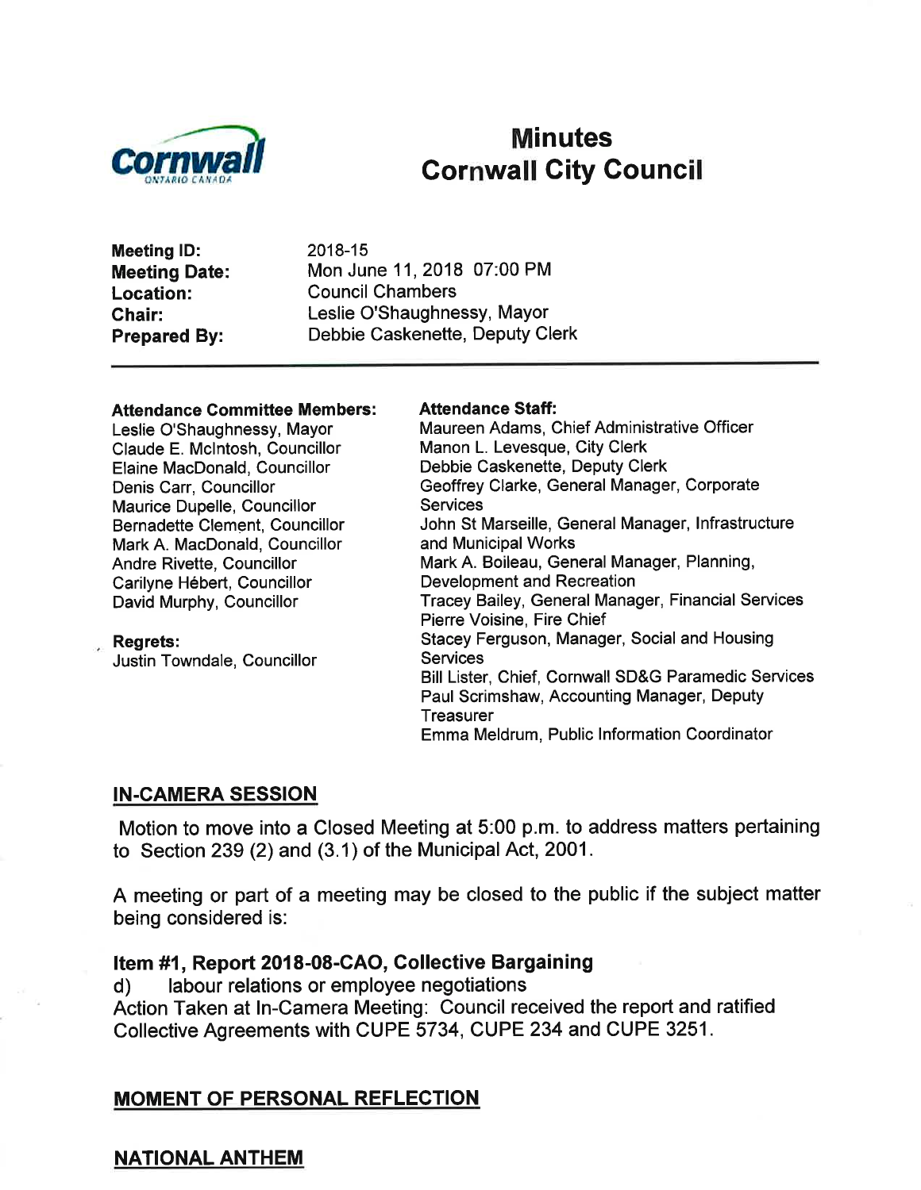# Minutes
# Cornwall City Council

**Meeting ID:** 2018-15
**Meeting Date:** Mon June 11, 2018 07:00 PM
**Location:** Council Chambers
**Chair:** Leslie O'Shaughnessy, Mayor
**Prepared By:** Debbie Caskenette, Deputy Clerk

---

**Attendance Committee Members:**
Leslie O'Shaughnessy, Mayor
Claude E. McIntosh, Councillor
Elaine MacDonald, Councillor
Denis Carr, Councillor
Maurice Dupelle, Councillor
Bernadette Clement, Councillor
Mark A. MacDonald, Councillor
Andre Rivette, Councillor
Carilyne Hébert, Councillor
David Murphy, Councillor

**Regrets:**
Justin Towndale, Councillor

**Attendance Staff:**
Maureen Adams, Chief Administrative Officer
Manon L. Levesque, City Clerk
Debbie Caskenette, Deputy Clerk
Geoffrey Clarke, General Manager, Corporate Services
John St Marseille, General Manager, Infrastructure and Municipal Works
Mark A. Boileau, General Manager, Planning, Development and Recreation
Tracey Bailey, General Manager, Financial Services
Pierre Voisine, Fire Chief
Stacey Ferguson, Manager, Social and Housing Services
Bill Lister, Chief, Cornwall SD&G Paramedic Services
Paul Scrimshaw, Accounting Manager, Deputy Treasurer
Emma Meldrum, Public Information Coordinator

## IN-CAMERA SESSION

Motion to move into a Closed Meeting at 5:00 p.m. to address matters pertaining to Section 239 (2) and (3.1) of the Municipal Act, 2001.

A meeting or part of a meeting may be closed to the public if the subject matter being considered is:

### Item #1, Report 2018-08-CAO, Collective Bargaining

d) labour relations or employee negotiations
Action Taken at In-Camera Meeting: Council received the report and ratified Collective Agreements with CUPE 5734, CUPE 234 and CUPE 3251.

## MOMENT OF PERSONAL REFLECTION

## NATIONAL ANTHEM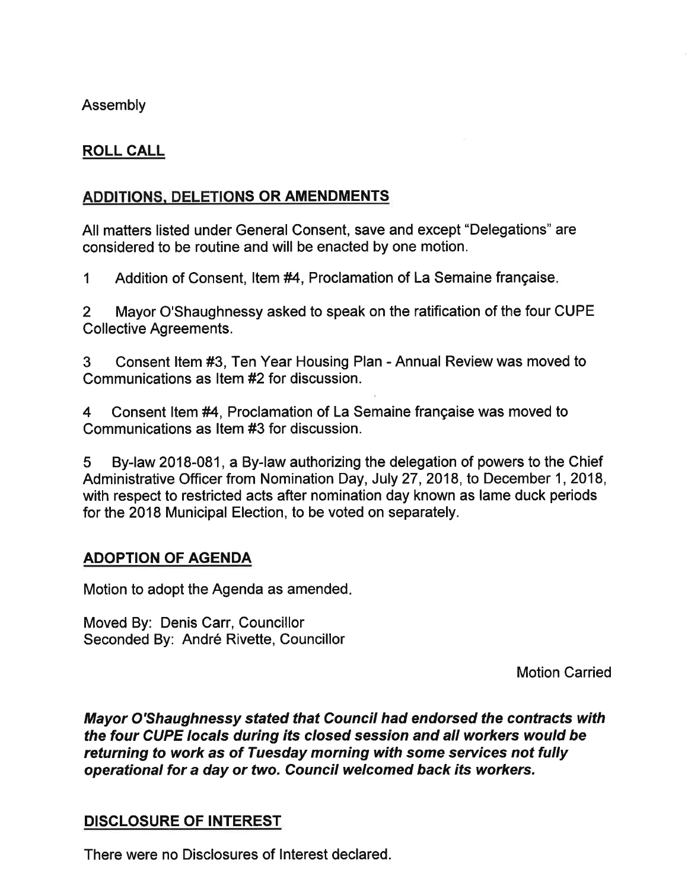Assembly

## ROLL CALL

## ADDITIONS, DELETIONS OR AMENDMENTS

All matters listed under General Consent, save and except "Delegations" are considered to be routine and will be enacted by one motion.

1 Addition of Consent, Item #4, Proclamation of La Semaine française.

2 Mayor O'Shaughnessy asked to speak on the ratification of the four CUPE Collective Agreements.

3 Consent Item #3, Ten Year Housing Plan - Annual Review was moved to Communications as Item #2 for discussion.

4 Consent Item #4, Proclamation of La Semaine française was moved to Communications as Item #3 for discussion.

5 By-law 2018-081, a By-law authorizing the delegation of powers to the Chief Administrative Officer from Nomination Day, July 27, 2018, to December 1, 2018, with respect to restricted acts after nomination day known as lame duck periods for the 2018 Municipal Election, to be voted on separately.

## ADOPTION OF AGENDA

Motion to adopt the Agenda as amended.

Moved By: Denis Carr, Councillor
Seconded By: André Rivette, Councillor

Motion Carried

***Mayor O'Shaughnessy stated that Council had endorsed the contracts with the four CUPE locals during its closed session and all workers would be returning to work as of Tuesday morning with some services not fully operational for a day or two. Council welcomed back its workers.***

## DISCLOSURE OF INTEREST

There were no Disclosures of Interest declared.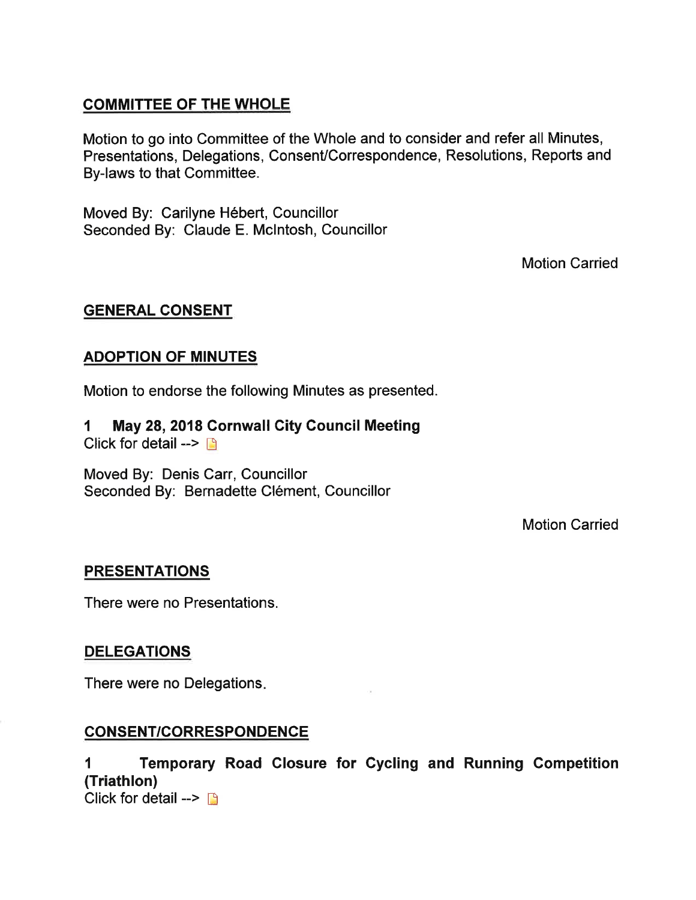## COMMITTEE OF THE WHOLE

Motion to go into Committee of the Whole and to consider and refer all Minutes, Presentations, Delegations, Consent/Correspondence, Resolutions, Reports and By-laws to that Committee.

Moved By: Carilyne Hébert, Councillor
Seconded By: Claude E. McIntosh, Councillor

Motion Carried

## GENERAL CONSENT

## ADOPTION OF MINUTES

Motion to endorse the following Minutes as presented.

**1 May 28, 2018 Cornwall City Council Meeting**
Click for detail -->

Moved By: Denis Carr, Councillor
Seconded By: Bernadette Clément, Councillor

Motion Carried

## PRESENTATIONS

There were no Presentations.

## DELEGATIONS

There were no Delegations.

## CONSENT/CORRESPONDENCE

**1 Temporary Road Closure for Cycling and Running Competition (Triathlon)**
Click for detail -->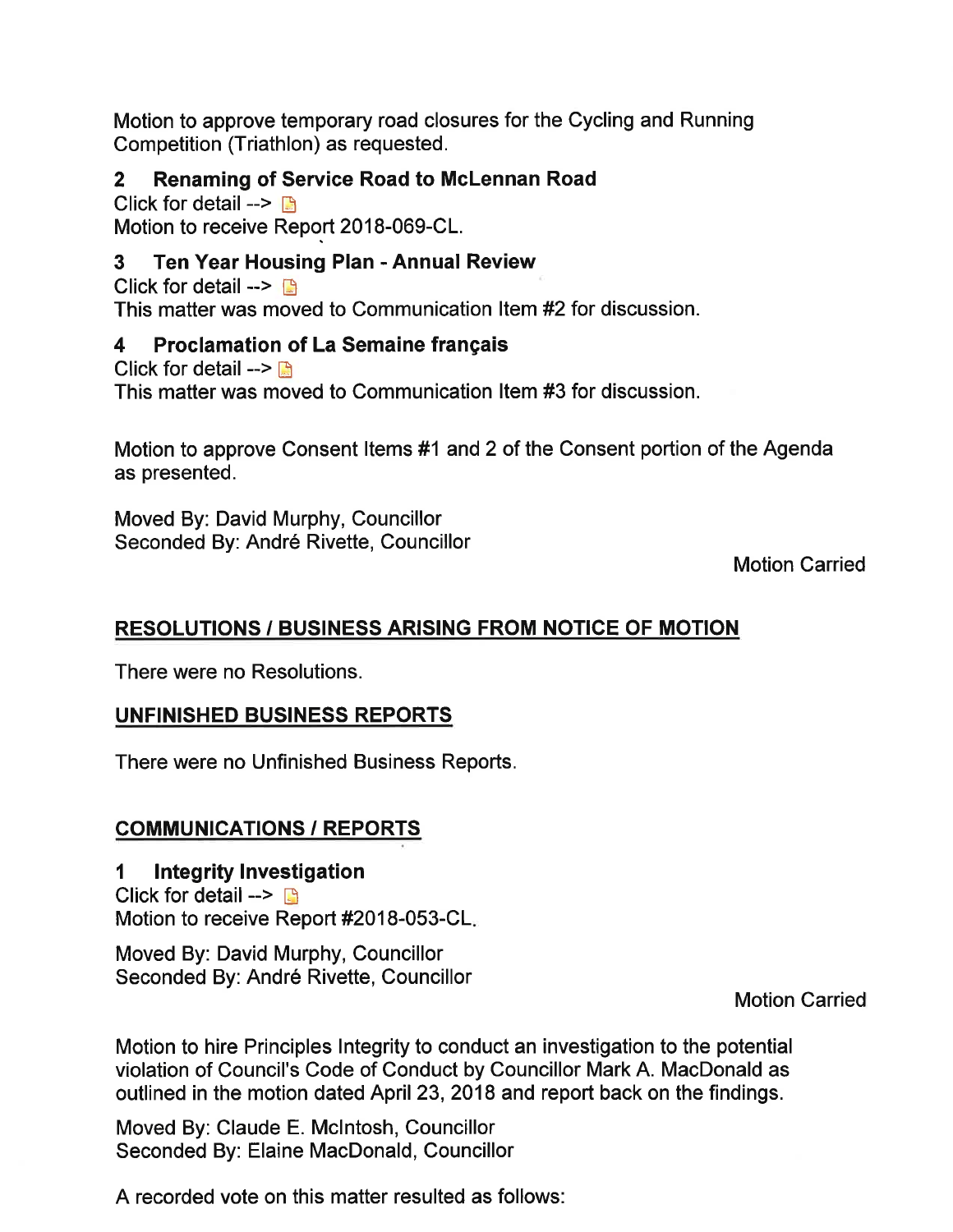Motion to approve temporary road closures for the Cycling and Running Competition (Triathlon) as requested.

### 2 Renaming of Service Road to McLennan Road

Click for detail -->

Motion to receive Report 2018-069-CL.

### 3 Ten Year Housing Plan - Annual Review

Click for detail -->

This matter was moved to Communication Item #2 for discussion.

### 4 Proclamation of La Semaine français

Click for detail -->

This matter was moved to Communication Item #3 for discussion.

Motion to approve Consent Items #1 and 2 of the Consent portion of the Agenda as presented.

Moved By: David Murphy, Councillor
Seconded By: André Rivette, Councillor

Motion Carried

## RESOLUTIONS / BUSINESS ARISING FROM NOTICE OF MOTION

There were no Resolutions.

## UNFINISHED BUSINESS REPORTS

There were no Unfinished Business Reports.

## COMMUNICATIONS / REPORTS

### 1 Integrity Investigation

Click for detail -->

Motion to receive Report #2018-053-CL.

Moved By: David Murphy, Councillor
Seconded By: André Rivette, Councillor

Motion Carried

Motion to hire Principles Integrity to conduct an investigation to the potential violation of Council's Code of Conduct by Councillor Mark A. MacDonald as outlined in the motion dated April 23, 2018 and report back on the findings.

Moved By: Claude E. McIntosh, Councillor
Seconded By: Elaine MacDonald, Councillor

A recorded vote on this matter resulted as follows: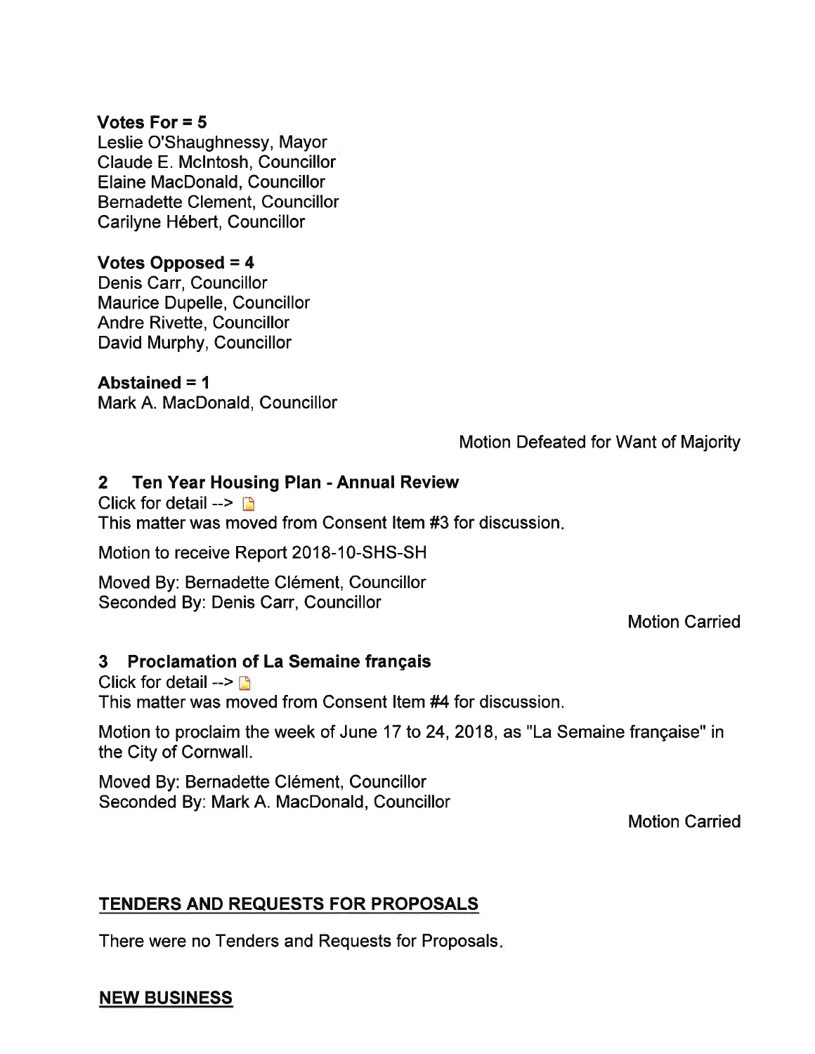**Votes For = 5**
Leslie O'Shaughnessy, Mayor
Claude E. McIntosh, Councillor
Elaine MacDonald, Councillor
Bernadette Clement, Councillor
Carilyne Hébert, Councillor

**Votes Opposed = 4**
Denis Carr, Councillor
Maurice Dupelle, Councillor
Andre Rivette, Councillor
David Murphy, Councillor

**Abstained = 1**
Mark A. MacDonald, Councillor

Motion Defeated for Want of Majority

### 2 Ten Year Housing Plan - Annual Review

Click for detail -->
This matter was moved from Consent Item #3 for discussion.

Motion to receive Report 2018-10-SHS-SH

Moved By: Bernadette Clément, Councillor
Seconded By: Denis Carr, Councillor

Motion Carried

### 3 Proclamation of La Semaine français

Click for detail -->
This matter was moved from Consent Item #4 for discussion.

Motion to proclaim the week of June 17 to 24, 2018, as "La Semaine française" in the City of Cornwall.

Moved By: Bernadette Clément, Councillor
Seconded By: Mark A. MacDonald, Councillor

Motion Carried

## TENDERS AND REQUESTS FOR PROPOSALS

There were no Tenders and Requests for Proposals.

## NEW BUSINESS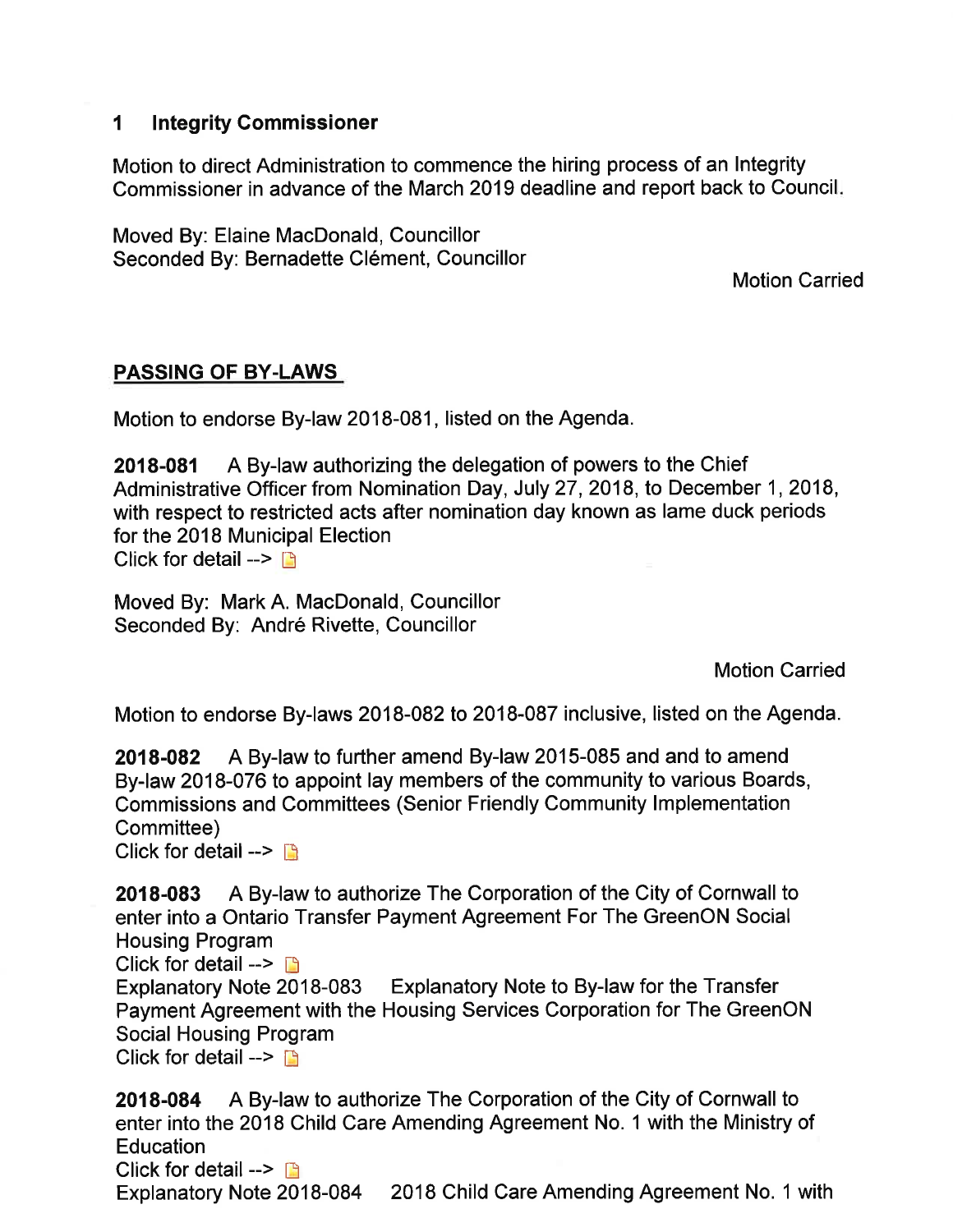## 1 Integrity Commissioner

Motion to direct Administration to commence the hiring process of an Integrity Commissioner in advance of the March 2019 deadline and report back to Council.

Moved By: Elaine MacDonald, Councillor
Seconded By: Bernadette Clément, Councillor

Motion Carried

## PASSING OF BY-LAWS

Motion to endorse By-law 2018-081, listed on the Agenda.

**2018-081** A By-law authorizing the delegation of powers to the Chief Administrative Officer from Nomination Day, July 27, 2018, to December 1, 2018, with respect to restricted acts after nomination day known as lame duck periods for the 2018 Municipal Election
Click for detail -->

Moved By: Mark A. MacDonald, Councillor
Seconded By: André Rivette, Councillor

Motion Carried

Motion to endorse By-laws 2018-082 to 2018-087 inclusive, listed on the Agenda.

**2018-082** A By-law to further amend By-law 2015-085 and and to amend By-law 2018-076 to appoint lay members of the community to various Boards, Commissions and Committees (Senior Friendly Community Implementation Committee)
Click for detail -->

**2018-083** A By-law to authorize The Corporation of the City of Cornwall to enter into a Ontario Transfer Payment Agreement For The GreenON Social Housing Program
Click for detail -->
Explanatory Note 2018-083 Explanatory Note to By-law for the Transfer Payment Agreement with the Housing Services Corporation for The GreenON Social Housing Program
Click for detail -->

**2018-084** A By-law to authorize The Corporation of the City of Cornwall to enter into the 2018 Child Care Amending Agreement No. 1 with the Ministry of Education
Click for detail -->
Explanatory Note 2018-084 2018 Child Care Amending Agreement No. 1 with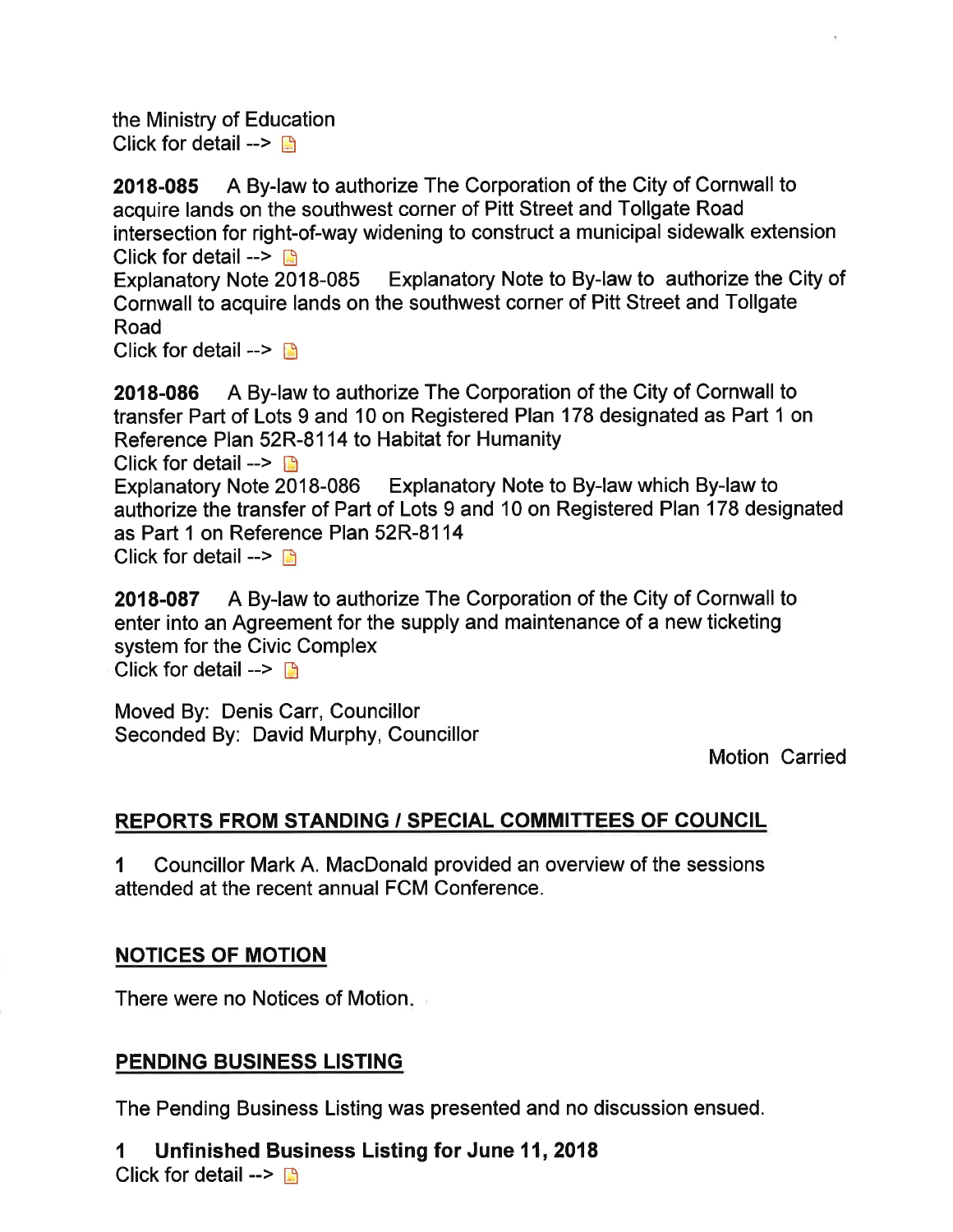the Ministry of Education
Click for detail -->

**2018-085** A By-law to authorize The Corporation of the City of Cornwall to acquire lands on the southwest corner of Pitt Street and Tollgate Road intersection for right-of-way widening to construct a municipal sidewalk extension
Click for detail -->
Explanatory Note 2018-085 Explanatory Note to By-law to authorize the City of Cornwall to acquire lands on the southwest corner of Pitt Street and Tollgate Road
Click for detail -->

**2018-086** A By-law to authorize The Corporation of the City of Cornwall to transfer Part of Lots 9 and 10 on Registered Plan 178 designated as Part 1 on Reference Plan 52R-8114 to Habitat for Humanity
Click for detail -->
Explanatory Note 2018-086 Explanatory Note to By-law which By-law to authorize the transfer of Part of Lots 9 and 10 on Registered Plan 178 designated as Part 1 on Reference Plan 52R-8114
Click for detail -->

**2018-087** A By-law to authorize The Corporation of the City of Cornwall to enter into an Agreement for the supply and maintenance of a new ticketing system for the Civic Complex
Click for detail -->

Moved By: Denis Carr, Councillor
Seconded By: David Murphy, Councillor

Motion Carried

## REPORTS FROM STANDING / SPECIAL COMMITTEES OF COUNCIL

1 Councillor Mark A. MacDonald provided an overview of the sessions attended at the recent annual FCM Conference.

## NOTICES OF MOTION

There were no Notices of Motion.

## PENDING BUSINESS LISTING

The Pending Business Listing was presented and no discussion ensued.

**1 Unfinished Business Listing for June 11, 2018**
Click for detail -->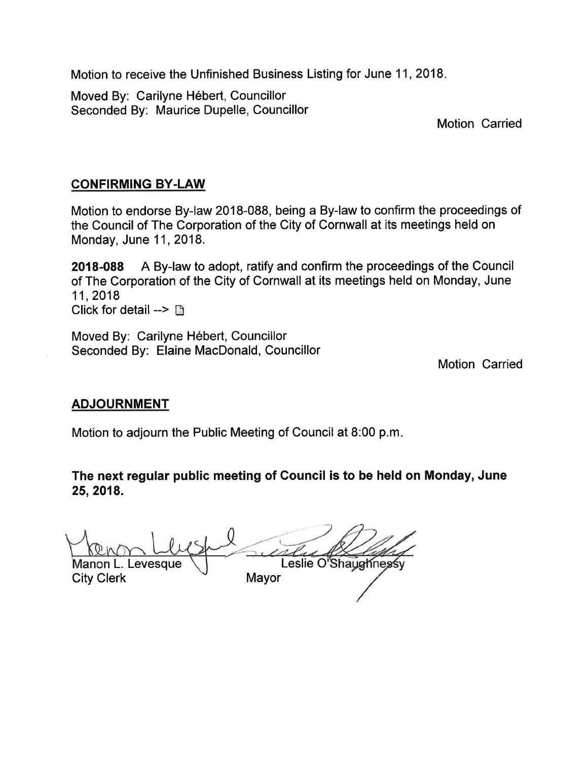Motion to receive the Unfinished Business Listing for June 11, 2018.

Moved By: Carilyne Hébert, Councillor
Seconded By: Maurice Dupelle, Councillor

Motion Carried

## CONFIRMING BY-LAW

Motion to endorse By-law 2018-088, being a By-law to confirm the proceedings of the Council of The Corporation of the City of Cornwall at its meetings held on Monday, June 11, 2018.

**2018-088** A By-law to adopt, ratify and confirm the proceedings of the Council of The Corporation of the City of Cornwall at its meetings held on Monday, June 11, 2018
Click for detail -->

Moved By: Carilyne Hébert, Councillor
Seconded By: Elaine MacDonald, Councillor

Motion Carried

## ADJOURNMENT

Motion to adjourn the Public Meeting of Council at 8:00 p.m.

**The next regular public meeting of Council is to be held on Monday, June 25, 2018.**

Manon L. Levesque
City Clerk

Leslie O'Shaughnessy
Mayor